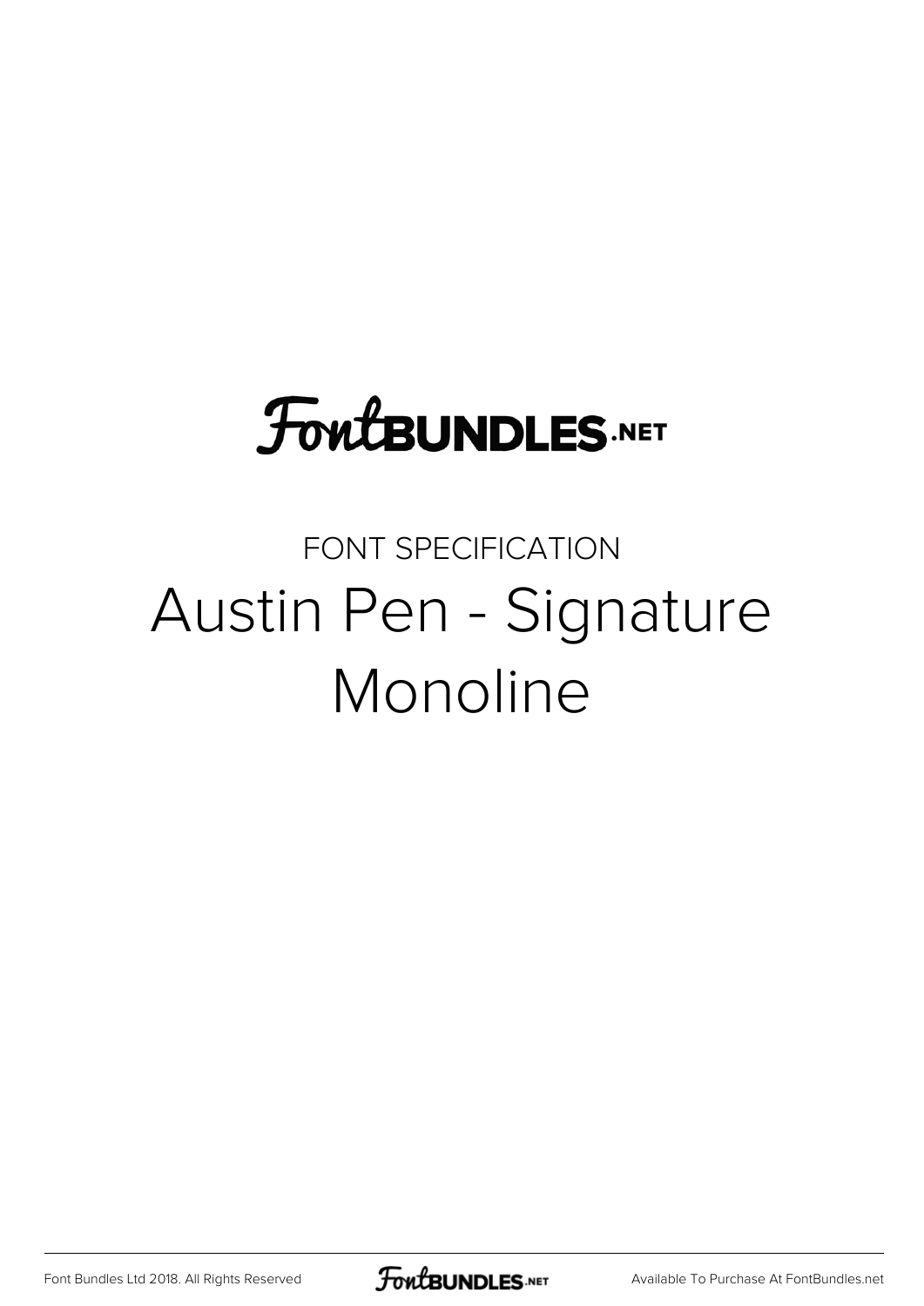FontBUNDLES.NET

FONT SPECIFICATION

# Austin Pen - Signature Monoline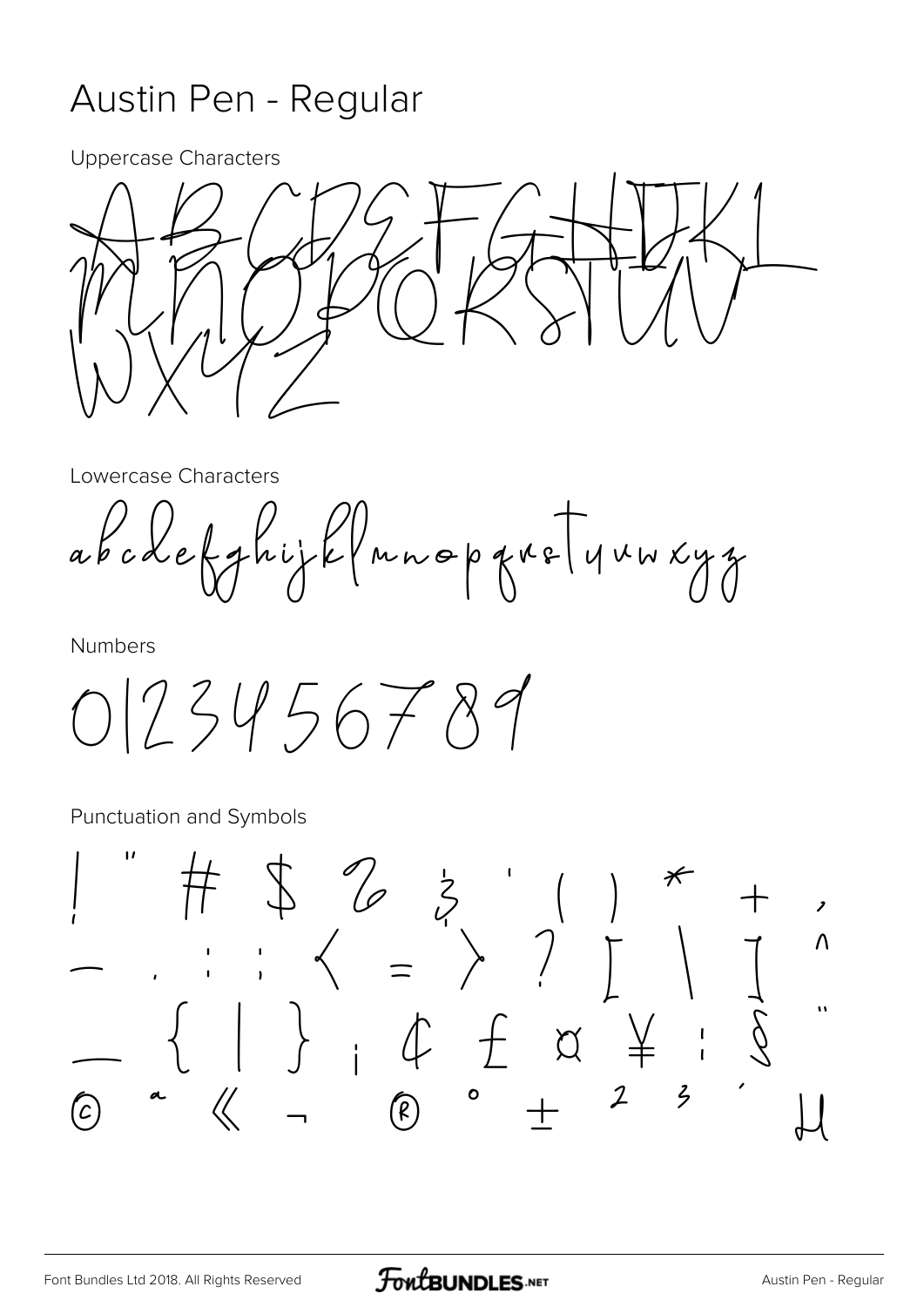# Austin Pen - Regular

Uppercase Characters

ABCDEFGHIJKL MNOPQRSTUV WXYZ

Lowercase Characters

abcdefghijklmnopqrstuvwxyz

Numbers

0123456789

Punctuation and Symbols

! " # $ % & ' ( ) * + ,
- . / : ; < = > ? [ \ ] ^
_ { | } ¡ ¢ £ ¤ ¥ ¦ § ¨
© ª « ¬ ® ° ± ² ³ ´ µ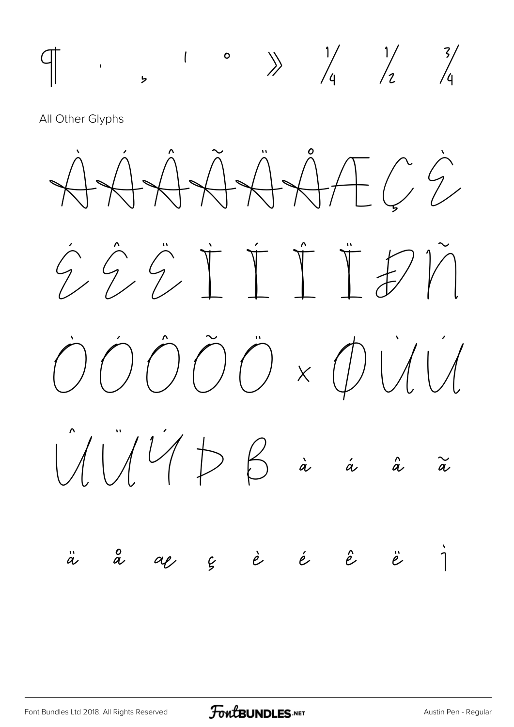¶ · ¸ ¹ º » ¼ ½ ¾

All Other Glyphs

À Á Â Ã Ä Å Æ Ç È

É Ê Ë Ì Í Î Ï Ð Ñ

Ò Ó Ô Õ Ö × Ø Ù Ú

Û Ü Ý Þ ß à á â ã

ä å æ ç è é ê ë ì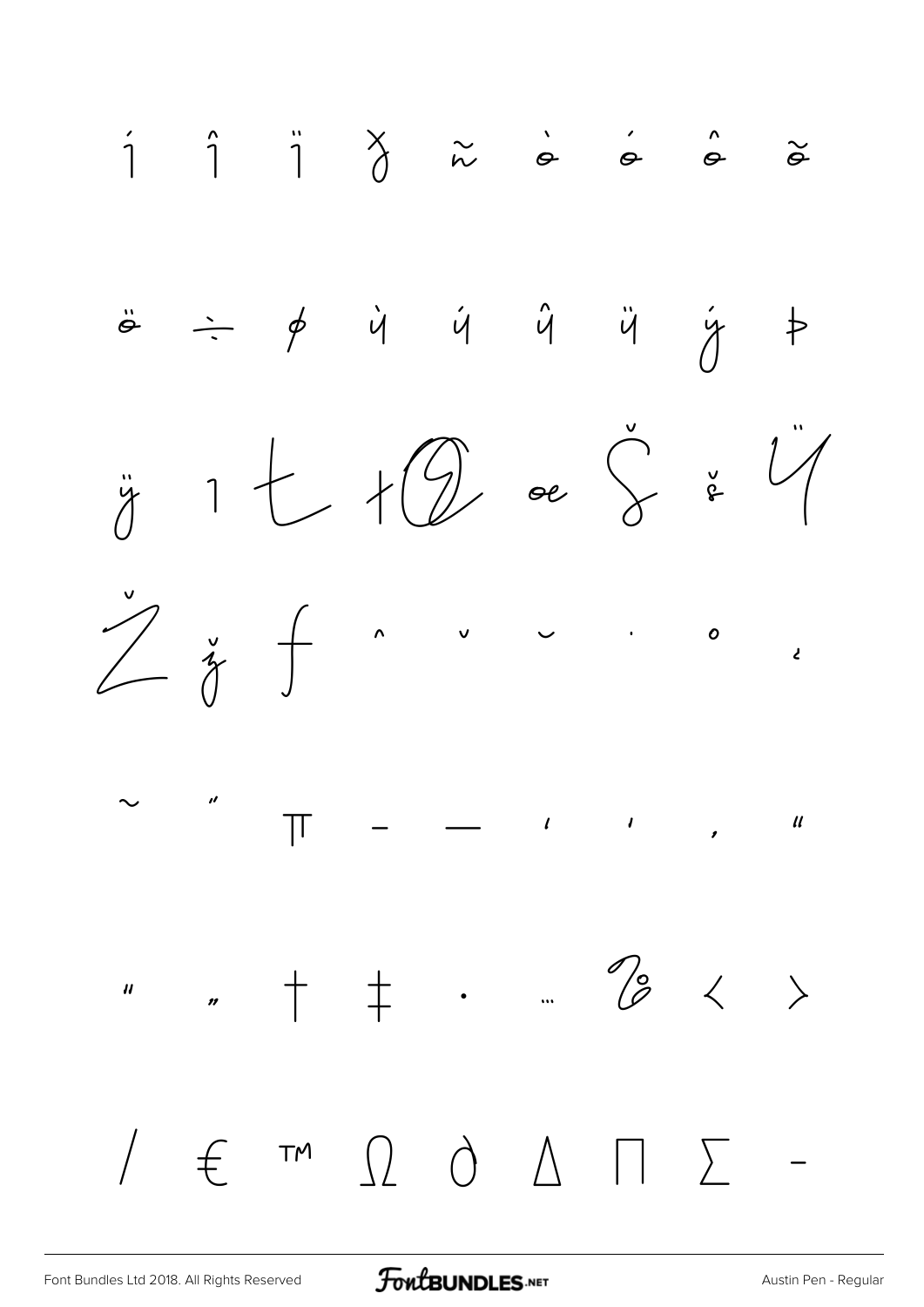í î ï ð ñ ò ó ô õ

ö ÷ ø ù ú û ü ý þ

ÿ ı Ł ł Œ œ Š š Ÿ

Ž ž ƒ ˆ ˇ ˘ ˙ ˚ ˛

˜ ˝ π – — ' ' ‚ "

" „ † ‡ • … ‰ ‹ ›

⁄ € ™ Ω ∂ ∆ ∏ ∑ −

Font Bundles Ltd 2018. All Rights Reserved

Austin Pen - Regular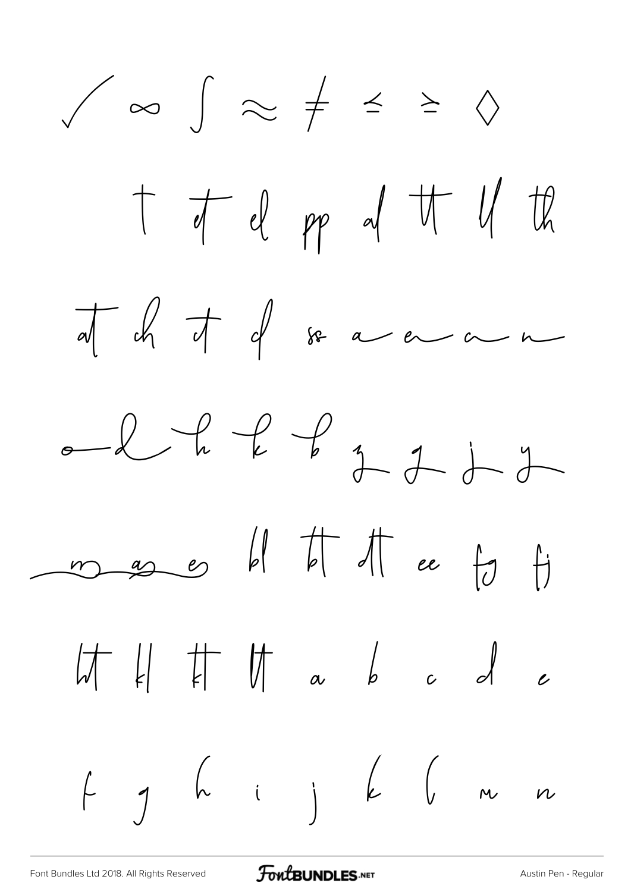√ ∞ ∫ ≈ ≠ ≤ ≥ ◊

† ct el pp al tt ll th

at ch ct cl ss a e c n

o l h k b z g j y

m a e bl ft ft ee fg fj

lt kl ft lt a b c d e

f g h i j k l m n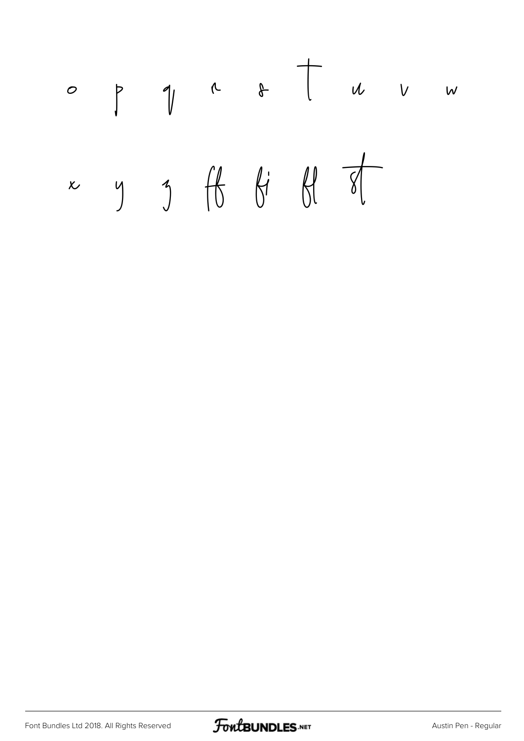o p q r s t u v w

x y z ff fi fl st